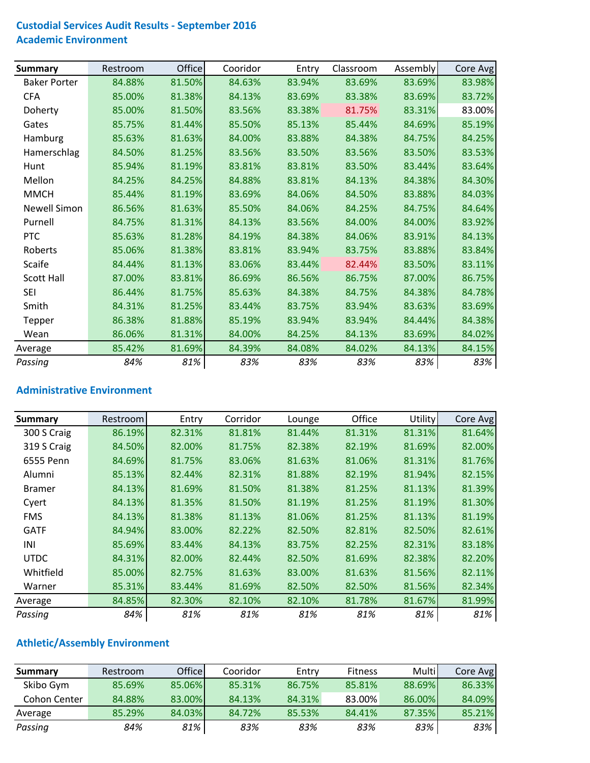# Custodial Services Audit Results - September 2016

## Academic Environment

| Summary | Restroom | Office | Cooridor | Entry | Classroom | Assembly | Core Avg |
|---|---|---|---|---|---|---|---|
| Baker Porter | 84.88% | 81.50% | 84.63% | 83.94% | 83.69% | 83.69% | 83.98% |
| CFA | 85.00% | 81.38% | 84.13% | 83.69% | 83.38% | 83.69% | 83.72% |
| Doherty | 85.00% | 81.50% | 83.56% | 83.38% | 81.75% | 83.31% | 83.00% |
| Gates | 85.75% | 81.44% | 85.50% | 85.13% | 85.44% | 84.69% | 85.19% |
| Hamburg | 85.63% | 81.63% | 84.00% | 83.88% | 84.38% | 84.75% | 84.25% |
| Hamerschlag | 84.50% | 81.25% | 83.56% | 83.50% | 83.56% | 83.50% | 83.53% |
| Hunt | 85.94% | 81.19% | 83.81% | 83.81% | 83.50% | 83.44% | 83.64% |
| Mellon | 84.25% | 84.25% | 84.88% | 83.81% | 84.13% | 84.38% | 84.30% |
| MMCH | 85.44% | 81.19% | 83.69% | 84.06% | 84.50% | 83.88% | 84.03% |
| Newell Simon | 86.56% | 81.63% | 85.50% | 84.06% | 84.25% | 84.75% | 84.64% |
| Purnell | 84.75% | 81.31% | 84.13% | 83.56% | 84.00% | 84.00% | 83.92% |
| PTC | 85.63% | 81.28% | 84.19% | 84.38% | 84.06% | 83.91% | 84.13% |
| Roberts | 85.06% | 81.38% | 83.81% | 83.94% | 83.75% | 83.88% | 83.84% |
| Scaife | 84.44% | 81.13% | 83.06% | 83.44% | 82.44% | 83.50% | 83.11% |
| Scott Hall | 87.00% | 83.81% | 86.69% | 86.56% | 86.75% | 87.00% | 86.75% |
| SEI | 86.44% | 81.75% | 85.63% | 84.38% | 84.75% | 84.38% | 84.78% |
| Smith | 84.31% | 81.25% | 83.44% | 83.75% | 83.94% | 83.63% | 83.69% |
| Tepper | 86.38% | 81.88% | 85.19% | 83.94% | 83.94% | 84.44% | 84.38% |
| Wean | 86.06% | 81.31% | 84.00% | 84.25% | 84.13% | 83.69% | 84.02% |
| Average | 85.42% | 81.69% | 84.39% | 84.08% | 84.02% | 84.13% | 84.15% |
| *Passing* | *84%* | *81%* | *83%* | *83%* | *83%* | *83%* | *83%* |

## Administrative Environment

| Summary | Restroom | Entry | Corridor | Lounge | Office | Utility | Core Avg |
|---|---|---|---|---|---|---|---|
| 300 S Craig | 86.19% | 82.31% | 81.81% | 81.44% | 81.31% | 81.31% | 81.64% |
| 319 S Craig | 84.50% | 82.00% | 81.75% | 82.38% | 82.19% | 81.69% | 82.00% |
| 6555 Penn | 84.69% | 81.75% | 83.06% | 81.63% | 81.06% | 81.31% | 81.76% |
| Alumni | 85.13% | 82.44% | 82.31% | 81.88% | 82.19% | 81.94% | 82.15% |
| Bramer | 84.13% | 81.69% | 81.50% | 81.38% | 81.25% | 81.13% | 81.39% |
| Cyert | 84.13% | 81.35% | 81.50% | 81.19% | 81.25% | 81.19% | 81.30% |
| FMS | 84.13% | 81.38% | 81.13% | 81.06% | 81.25% | 81.13% | 81.19% |
| GATF | 84.94% | 83.00% | 82.22% | 82.50% | 82.81% | 82.50% | 82.61% |
| INI | 85.69% | 83.44% | 84.13% | 83.75% | 82.25% | 82.31% | 83.18% |
| UTDC | 84.31% | 82.00% | 82.44% | 82.50% | 81.69% | 82.38% | 82.20% |
| Whitfield | 85.00% | 82.75% | 81.63% | 83.00% | 81.63% | 81.56% | 82.11% |
| Warner | 85.31% | 83.44% | 81.69% | 82.50% | 82.50% | 81.56% | 82.34% |
| Average | 84.85% | 82.30% | 82.10% | 82.10% | 81.78% | 81.67% | 81.99% |
| *Passing* | *84%* | *81%* | *81%* | *81%* | *81%* | *81%* | *81%* |

## Athletic/Assembly Environment

| Summary | Restroom | Office | Cooridor | Entry | Fitness | Multi | Core Avg |
|---|---|---|---|---|---|---|---|
| Skibo Gym | 85.69% | 85.06% | 85.31% | 86.75% | 85.81% | 88.69% | 86.33% |
| Cohon Center | 84.88% | 83.00% | 84.13% | 84.31% | 83.00% | 86.00% | 84.09% |
| Average | 85.29% | 84.03% | 84.72% | 85.53% | 84.41% | 87.35% | 85.21% |
| *Passing* | *84%* | *81%* | *83%* | *83%* | *83%* | *83%* | *83%* |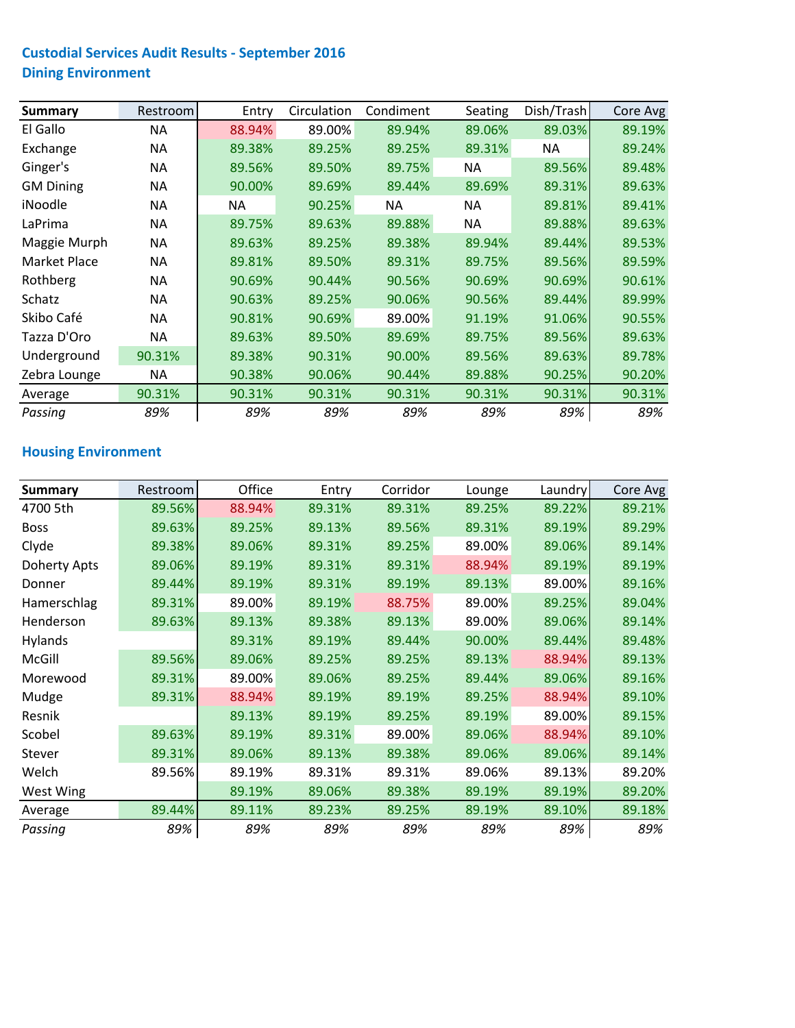## Custodial Services Audit Results - September 2016

### Dining Environment

| Summary | Restroom | Entry | Circulation | Condiment | Seating | Dish/Trash | Core Avg |
|---|---|---|---|---|---|---|---|
| El Gallo | NA | 88.94% | 89.00% | 89.94% | 89.06% | 89.03% | 89.19% |
| Exchange | NA | 89.38% | 89.25% | 89.25% | 89.31% | NA | 89.24% |
| Ginger's | NA | 89.56% | 89.50% | 89.75% | NA | 89.56% | 89.48% |
| GM Dining | NA | 90.00% | 89.69% | 89.44% | 89.69% | 89.31% | 89.63% |
| iNoodle | NA | NA | 90.25% | NA | NA | 89.81% | 89.41% |
| LaPrima | NA | 89.75% | 89.63% | 89.88% | NA | 89.88% | 89.63% |
| Maggie Murph | NA | 89.63% | 89.25% | 89.38% | 89.94% | 89.44% | 89.53% |
| Market Place | NA | 89.81% | 89.50% | 89.31% | 89.75% | 89.56% | 89.59% |
| Rothberg | NA | 90.69% | 90.44% | 90.56% | 90.69% | 90.69% | 90.61% |
| Schatz | NA | 90.63% | 89.25% | 90.06% | 90.56% | 89.44% | 89.99% |
| Skibo Café | NA | 90.81% | 90.69% | 89.00% | 91.19% | 91.06% | 90.55% |
| Tazza D'Oro | NA | 89.63% | 89.50% | 89.69% | 89.75% | 89.56% | 89.63% |
| Underground | 90.31% | 89.38% | 90.31% | 90.00% | 89.56% | 89.63% | 89.78% |
| Zebra Lounge | NA | 90.38% | 90.06% | 90.44% | 89.88% | 90.25% | 90.20% |
| Average | 90.31% | 90.31% | 90.31% | 90.31% | 90.31% | 90.31% | 90.31% |
| *Passing* | *89%* | *89%* | *89%* | *89%* | *89%* | *89%* | *89%* |

### Housing Environment

| Summary | Restroom | Office | Entry | Corridor | Lounge | Laundry | Core Avg |
|---|---|---|---|---|---|---|---|
| 4700 5th | 89.56% | 88.94% | 89.31% | 89.31% | 89.25% | 89.22% | 89.21% |
| Boss | 89.63% | 89.25% | 89.13% | 89.56% | 89.31% | 89.19% | 89.29% |
| Clyde | 89.38% | 89.06% | 89.31% | 89.25% | 89.00% | 89.06% | 89.14% |
| Doherty Apts | 89.06% | 89.19% | 89.31% | 89.31% | 88.94% | 89.19% | 89.19% |
| Donner | 89.44% | 89.19% | 89.31% | 89.19% | 89.13% | 89.00% | 89.16% |
| Hamerschlag | 89.31% | 89.00% | 89.19% | 88.75% | 89.00% | 89.25% | 89.04% |
| Henderson | 89.63% | 89.13% | 89.38% | 89.13% | 89.00% | 89.06% | 89.14% |
| Hylands | | 89.31% | 89.19% | 89.44% | 90.00% | 89.44% | 89.48% |
| McGill | 89.56% | 89.06% | 89.25% | 89.25% | 89.13% | 88.94% | 89.13% |
| Morewood | 89.31% | 89.00% | 89.06% | 89.25% | 89.44% | 89.06% | 89.16% |
| Mudge | 89.31% | 88.94% | 89.19% | 89.19% | 89.25% | 88.94% | 89.10% |
| Resnik | | 89.13% | 89.19% | 89.25% | 89.19% | 89.00% | 89.15% |
| Scobel | 89.63% | 89.19% | 89.31% | 89.00% | 89.06% | 88.94% | 89.10% |
| Stever | 89.31% | 89.06% | 89.13% | 89.38% | 89.06% | 89.06% | 89.14% |
| Welch | 89.56% | 89.19% | 89.31% | 89.31% | 89.06% | 89.13% | 89.20% |
| West Wing | | 89.19% | 89.06% | 89.38% | 89.19% | 89.19% | 89.20% |
| Average | 89.44% | 89.11% | 89.23% | 89.25% | 89.19% | 89.10% | 89.18% |
| *Passing* | *89%* | *89%* | *89%* | *89%* | *89%* | *89%* | *89%* |